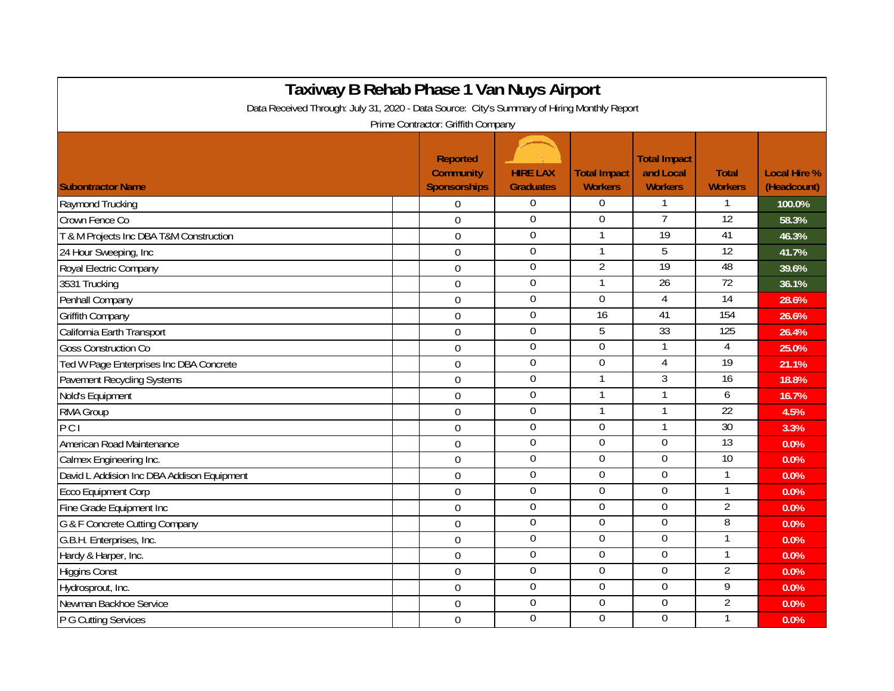# Taxiway B Rehab Phase 1 Van Nuys Airport

Data Received Through: July 31, 2020 - Data Source: City's Summary of Hiring Monthly Report

Prime Contractor: Griffith Company

| Subontractor Name | Reported Community Sponsorships | HIRE LAX Graduates | Total Impact Workers | Total Impact and Local Workers | Total Workers | Local Hire % (Headcount) |
|---|---|---|---|---|---|---|
| Raymond Trucking | 0 | 0 | 0 | 1 | 1 | 100.0% |
| Crown Fence Co | 0 | 0 | 0 | 7 | 12 | 58.3% |
| T & M Projects Inc DBA T&M Construction | 0 | 0 | 1 | 19 | 41 | 46.3% |
| 24 Hour Sweeping, Inc | 0 | 0 | 1 | 5 | 12 | 41.7% |
| Royal Electric Company | 0 | 0 | 2 | 19 | 48 | 39.6% |
| 3531 Trucking | 0 | 0 | 1 | 26 | 72 | 36.1% |
| Penhall Company | 0 | 0 | 0 | 4 | 14 | 28.6% |
| Griffith Company | 0 | 0 | 16 | 41 | 154 | 26.6% |
| California Earth Transport | 0 | 0 | 5 | 33 | 125 | 26.4% |
| Goss Construction Co | 0 | 0 | 0 | 1 | 4 | 25.0% |
| Ted W Page Enterprises Inc DBA Concrete | 0 | 0 | 0 | 4 | 19 | 21.1% |
| Pavement Recycling Systems | 0 | 0 | 1 | 3 | 16 | 18.8% |
| Nold's Equipment | 0 | 0 | 1 | 1 | 6 | 16.7% |
| RMA Group | 0 | 0 | 1 | 1 | 22 | 4.5% |
| P C I | 0 | 0 | 0 | 1 | 30 | 3.3% |
| American Road Maintenance | 0 | 0 | 0 | 0 | 13 | 0.0% |
| Calmex Engineering Inc. | 0 | 0 | 0 | 0 | 10 | 0.0% |
| David L Addision Inc DBA Addison Equipment | 0 | 0 | 0 | 0 | 1 | 0.0% |
| Ecco Equipment Corp | 0 | 0 | 0 | 0 | 1 | 0.0% |
| Fine Grade Equipment Inc | 0 | 0 | 0 | 0 | 2 | 0.0% |
| G & F Concrete Cutting Company | 0 | 0 | 0 | 0 | 8 | 0.0% |
| G.B.H. Enterprises, Inc. | 0 | 0 | 0 | 0 | 1 | 0.0% |
| Hardy & Harper, Inc. | 0 | 0 | 0 | 0 | 1 | 0.0% |
| Higgins Const | 0 | 0 | 0 | 0 | 2 | 0.0% |
| Hydrosprout, Inc. | 0 | 0 | 0 | 0 | 9 | 0.0% |
| Newman Backhoe Service | 0 | 0 | 0 | 0 | 2 | 0.0% |
| P G Cutting Services | 0 | 0 | 0 | 0 | 1 | 0.0% |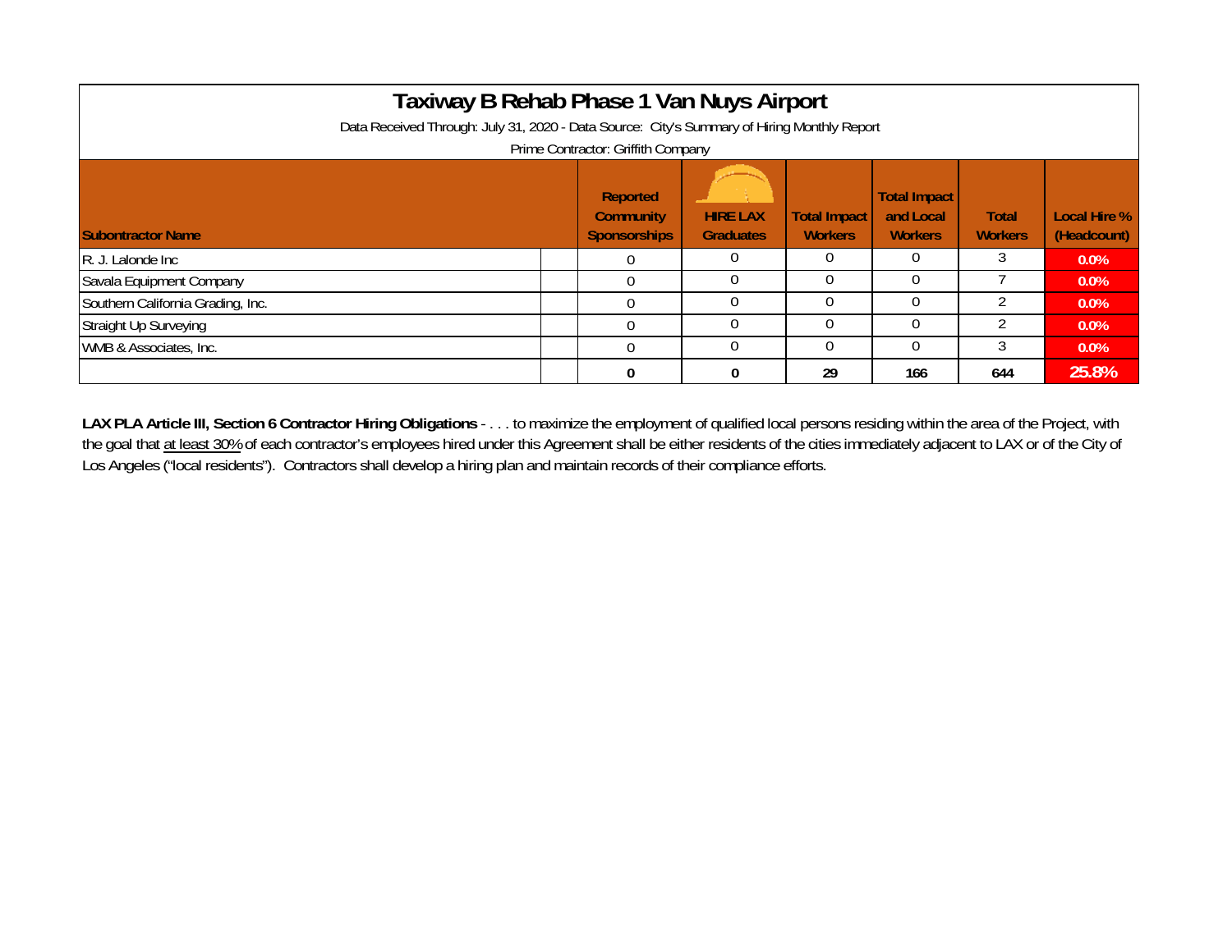# Taxiway B Rehab Phase 1 Van Nuys Airport

Data Received Through: July 31, 2020 - Data Source: City's Summary of Hiring Monthly Report

Prime Contractor: Griffith Company

| Subontractor Name | | Reported Community Sponsorships | HIRE LAX Graduates | Total Impact Workers | Total Impact and Local Workers | Total Workers | Local Hire % (Headcount) |
|---|---|---|---|---|---|---|---|
| R. J. Lalonde Inc | | 0 | 0 | 0 | 0 | 3 | 0.0% |
| Savala Equipment Company | | 0 | 0 | 0 | 0 | 7 | 0.0% |
| Southern California Grading, Inc. | | 0 | 0 | 0 | 0 | 2 | 0.0% |
| Straight Up Surveying | | 0 | 0 | 0 | 0 | 2 | 0.0% |
| WMB & Associates, Inc. | | 0 | 0 | 0 | 0 | 3 | 0.0% |
| | | **0** | **0** | **29** | **166** | **644** | **25.8%** |

**LAX PLA Article III, Section 6 Contractor Hiring Obligations** - . . . to maximize the employment of qualified local persons residing within the area of the Project, with the goal that at least 30% of each contractor's employees hired under this Agreement shall be either residents of the cities immediately adjacent to LAX or of the City of Los Angeles ("local residents"). Contractors shall develop a hiring plan and maintain records of their compliance efforts.